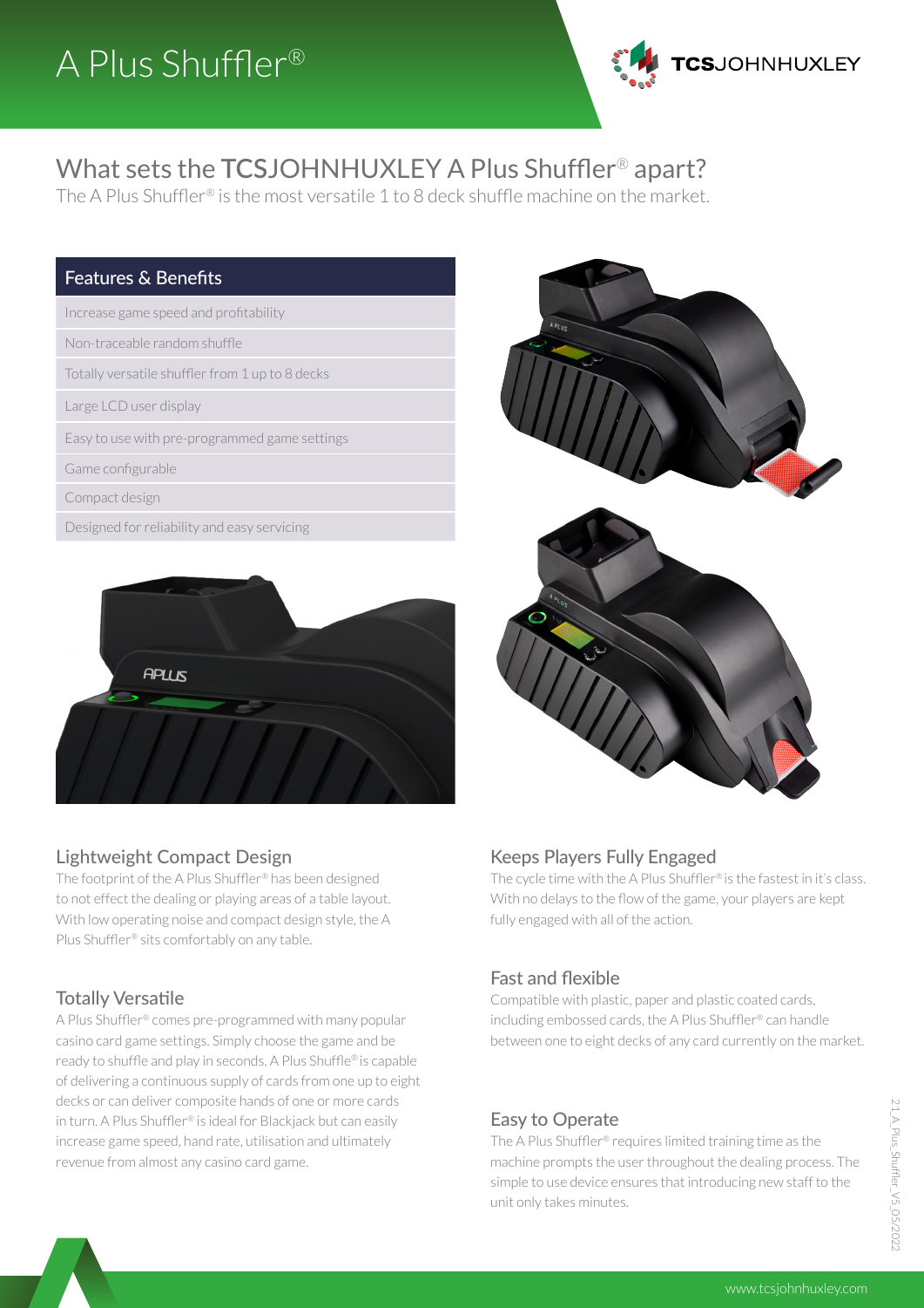# A Plus Shuffler®

TCSJOHNHUXLEY

## What sets the TCSJOHNHUXLEY A Plus Shuffler® apart?

The A Plus Shuffler® is the most versatile 1 to 8 deck shuffle machine on the market.

| Features & Benefits |
| --- |
| Increase game speed and profitability |
| Non-traceable random shuffle |
| Totally versatile shuffler from 1 up to 8 decks |
| Large LCD user display |
| Easy to use with pre-programmed game settings |
| Game configurable |
| Compact design |
| Designed for reliability and easy servicing |

### Lightweight Compact Design

The footprint of the A Plus Shuffler® has been designed to not effect the dealing or playing areas of a table layout. With low operating noise and compact design style, the A Plus Shuffler® sits comfortably on any table.

### Totally Versatile

A Plus Shuffler® comes pre-programmed with many popular casino card game settings. Simply choose the game and be ready to shuffle and play in seconds. A Plus Shuffle® is capable of delivering a continuous supply of cards from one up to eight decks or can deliver composite hands of one or more cards in turn. A Plus Shuffler® is ideal for Blackjack but can easily increase game speed, hand rate, utilisation and ultimately revenue from almost any casino card game.

### Keeps Players Fully Engaged

The cycle time with the A Plus Shuffler® is the fastest in it's class. With no delays to the flow of the game, your players are kept fully engaged with all of the action.

### Fast and flexible

Compatible with plastic, paper and plastic coated cards, including embossed cards, the A Plus Shuffler® can handle between one to eight decks of any card currently on the market.

### Easy to Operate

The A Plus Shuffler® requires limited training time as the machine prompts the user throughout the dealing process. The simple to use device ensures that introducing new staff to the unit only takes minutes.

21_A_Plus_Shuffler_V5_05/2022

www.tcsjohnhuxley.com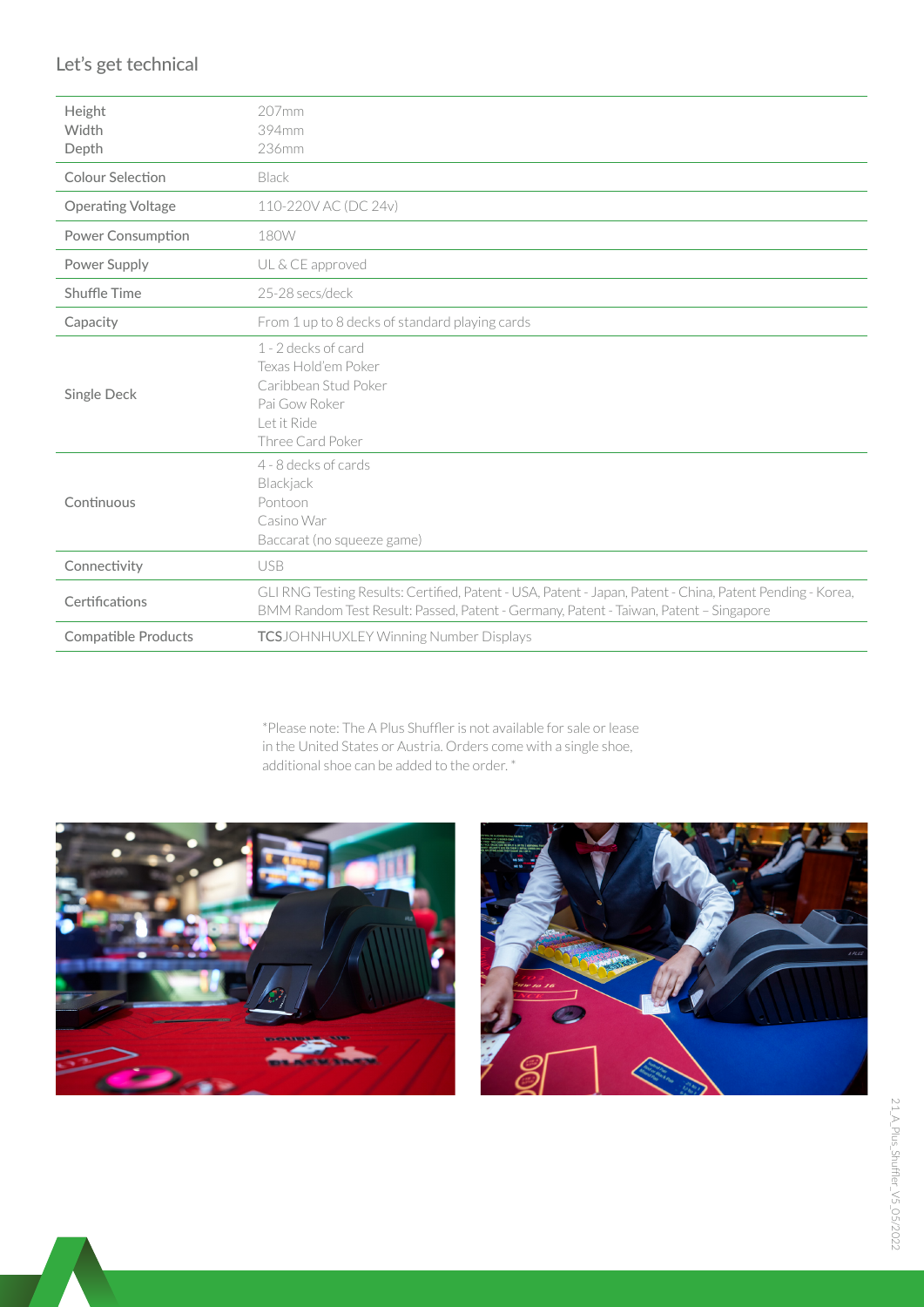## Let's get technical

| | |
|---|---|
| Height<br>Width<br>Depth | 207mm<br>394mm<br>236mm |
| Colour Selection | Black |
| Operating Voltage | 110-220V AC (DC 24v) |
| Power Consumption | 180W |
| Power Supply | UL & CE approved |
| Shuffle Time | 25-28 secs/deck |
| Capacity | From 1 up to 8 decks of standard playing cards |
| Single Deck | 1 - 2 decks of card<br>Texas Hold'em Poker<br>Caribbean Stud Poker<br>Pai Gow Roker<br>Let it Ride<br>Three Card Poker |
| Continuous | 4 - 8 decks of cards<br>Blackjack<br>Pontoon<br>Casino War<br>Baccarat (no squeeze game) |
| Connectivity | USB |
| Certifications | GLI RNG Testing Results: Certified, Patent - USA, Patent - Japan, Patent - China, Patent Pending - Korea, BMM Random Test Result: Passed, Patent - Germany, Patent - Taiwan, Patent – Singapore |
| Compatible Products | **TCS**JOHNHUXLEY Winning Number Displays |

*Please note: The A Plus Shuffler is not available for sale or lease in the United States or Austria. Orders come with a single shoe, additional shoe can be added to the order. *